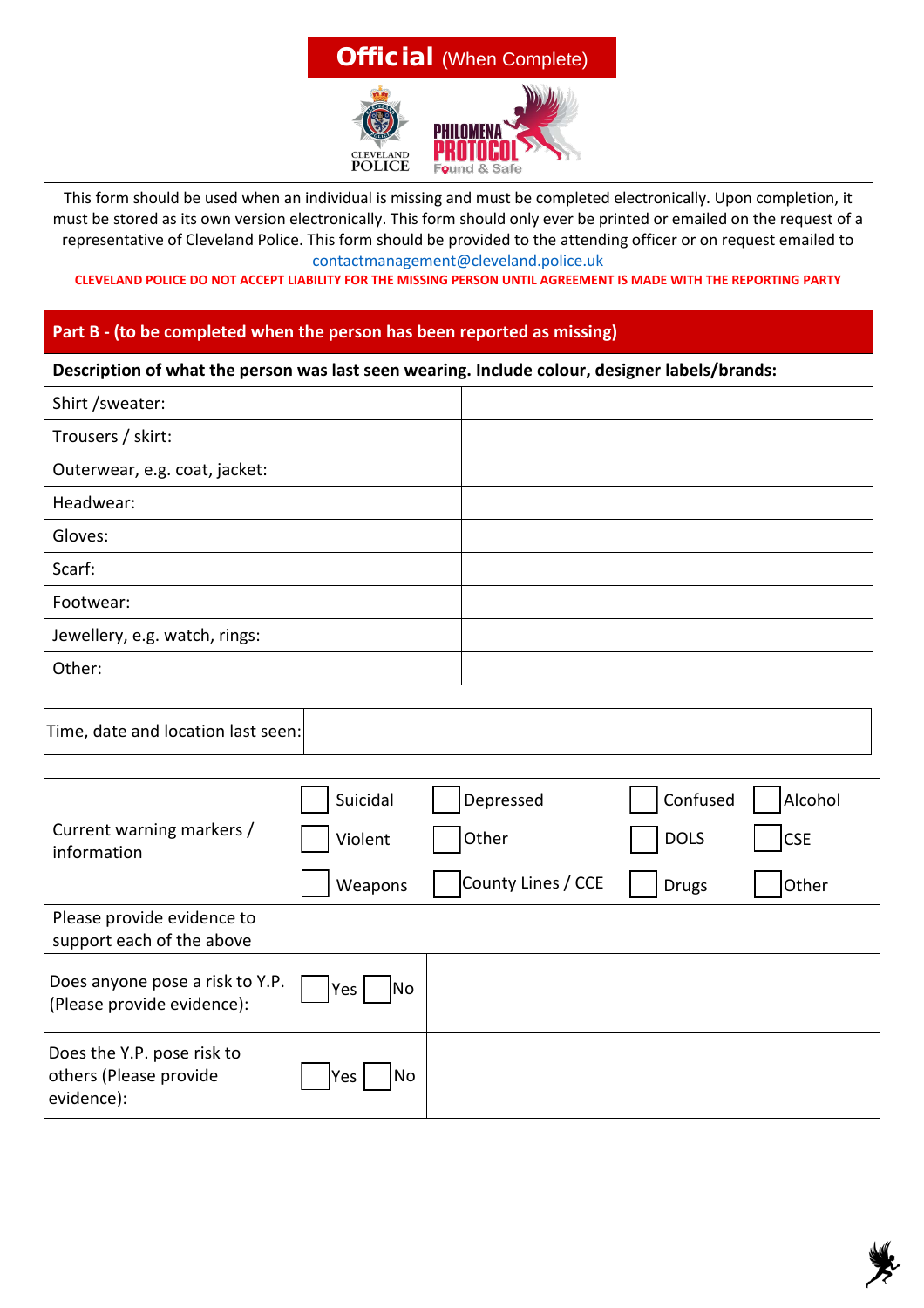**Official** (When Complete)

CLEVELAND POLICE

PHILOMENA PROTOCOL Found & Safe

This form should be used when an individual is missing and must be completed electronically. Upon completion, it must be stored as its own version electronically. This form should only ever be printed or emailed on the request of a representative of Cleveland Police. This form should be provided to the attending officer or on request emailed to contactmanagement@cleveland.police.uk

**CLEVELAND POLICE DO NOT ACCEPT LIABILITY FOR THE MISSING PERSON UNTIL AGREEMENT IS MADE WITH THE REPORTING PARTY**

## Part B - (to be completed when the person has been reported as missing)

| **Description of what the person was last seen wearing. Include colour, designer labels/brands:** | |
|---|---|
| Shirt /sweater: | |
| Trousers / skirt: | |
| Outerwear, e.g. coat, jacket: | |
| Headwear: | |
| Gloves: | |
| Scarf: | |
| Footwear: | |
| Jewellery, e.g. watch, rings: | |
| Other: | |

| Time, date and location last seen: | |
|---|---|

| Current warning markers / information | ☐ Suicidal | ☐ Depressed | ☐ Confused | ☐ Alcohol |
|---|---|---|---|---|
| | ☐ Violent | ☐ Other | ☐ DOLS | ☐ CSE |
| | ☐ Weapons | ☐ County Lines / CCE | ☐ Drugs | ☐ Other |
| Please provide evidence to support each of the above | | | | |
| Does anyone pose a risk to Y.P. (Please provide evidence): | ☐ Yes ☐ No | | | |
| Does the Y.P. pose risk to others (Please provide evidence): | ☐ Yes ☐ No | | | |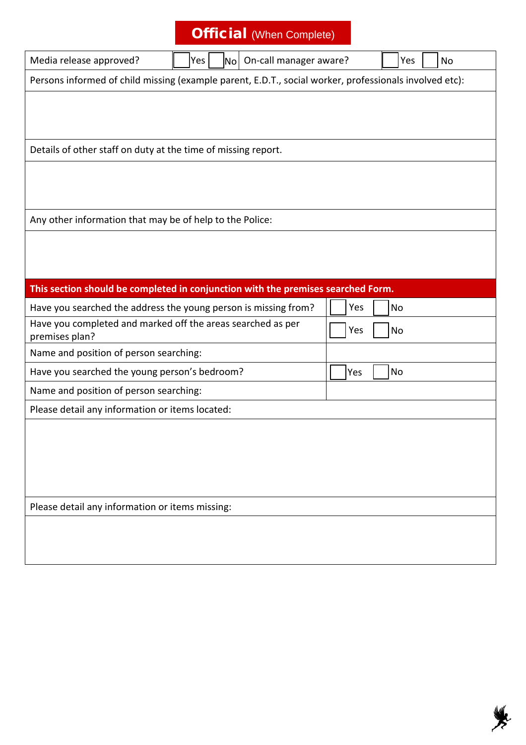**Official** (When Complete)

| Media release approved? | ☐ Yes ☐ No | On-call manager aware? | ☐ Yes ☐ No |
|---|---|---|---|

| Persons informed of child missing (example parent, E.D.T., social worker, professionals involved etc): |
|---|
| |

| Details of other staff on duty at the time of missing report. |
|---|
| |

| Any other information that may be of help to the Police: |
|---|
| |

| **This section should be completed in conjunction with the premises searched Form.** | |
|---|---|
| Have you searched the address the young person is missing from? | ☐ Yes ☐ No |
| Have you completed and marked off the areas searched as per premises plan? | ☐ Yes ☐ No |
| Name and position of person searching: | |
| Have you searched the young person's bedroom? | ☐ Yes ☐ No |
| Name and position of person searching: | |

| Please detail any information or items located: |
|---|
| |

| Please detail any information or items missing: |
|---|
| |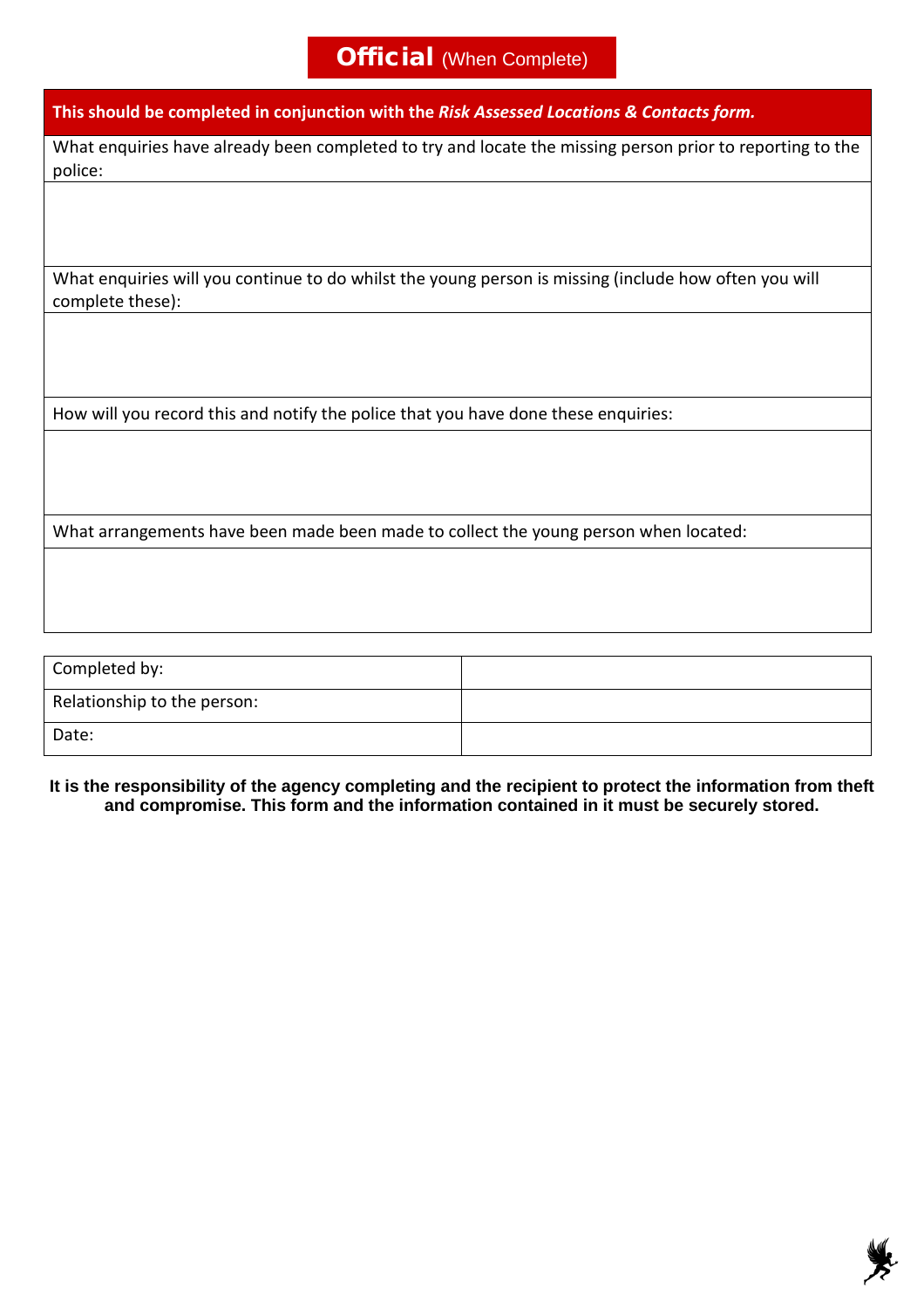**Official** (When Complete)

| **This should be completed in conjunction with the *Risk Assessed Locations & Contacts form.*** |
|---|
| What enquiries have already been completed to try and locate the missing person prior to reporting to the police: |
| |
| What enquiries will you continue to do whilst the young person is missing (include how often you will complete these): |
| |
| How will you record this and notify the police that you have done these enquiries: |
| |
| What arrangements have been made been made to collect the young person when located: |
| |

| | |
|---|---|
| Completed by: | |
| Relationship to the person: | |
| Date: | |

**It is the responsibility of the agency completing and the recipient to protect the information from theft and compromise. This form and the information contained in it must be securely stored.**